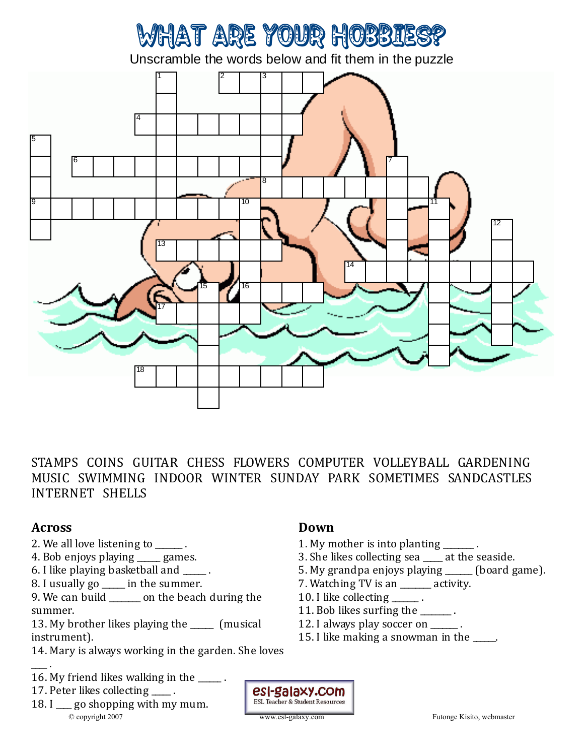# WHAT ARE YOUR HOBBIES?

Unscramble the words below and fit them in the puzzle

STAMPS COINS GUITAR CHESS FLOWERS COMPUTER VOLLEYBALL GARDENING MUSIC SWIMMING INDOOR WINTER SUNDAY PARK SOMETIMES SANDCASTLES INTERNET SHELLS

## Across

2. We all love listening to ______ .
4. Bob enjoys playing _____ games.
6. I like playing basketball and _____ .
8. I usually go _____ in the summer.
9. We can build _______ on the beach during the summer.
13. My brother likes playing the _____ (musical instrument).
14. Mary is always working in the garden. She loves ___ .
16. My friend likes walking in the _____ .
17. Peter likes collecting ____ .
18. I ___ go shopping with my mum.

## Down

1. My mother is into planting _______ .
3. She likes collecting sea ____ at the seaside.
5. My grandpa enjoys playing ______ (board game).
7. Watching TV is an ______ activity.
10. I like collecting ______ .
11. Bob likes surfing the _______ .
12. I always play soccer on ______ .
15. I like making a snowman in the _____.

© copyright 2007 www.esl-galaxy.com Futonge Kisito, webmaster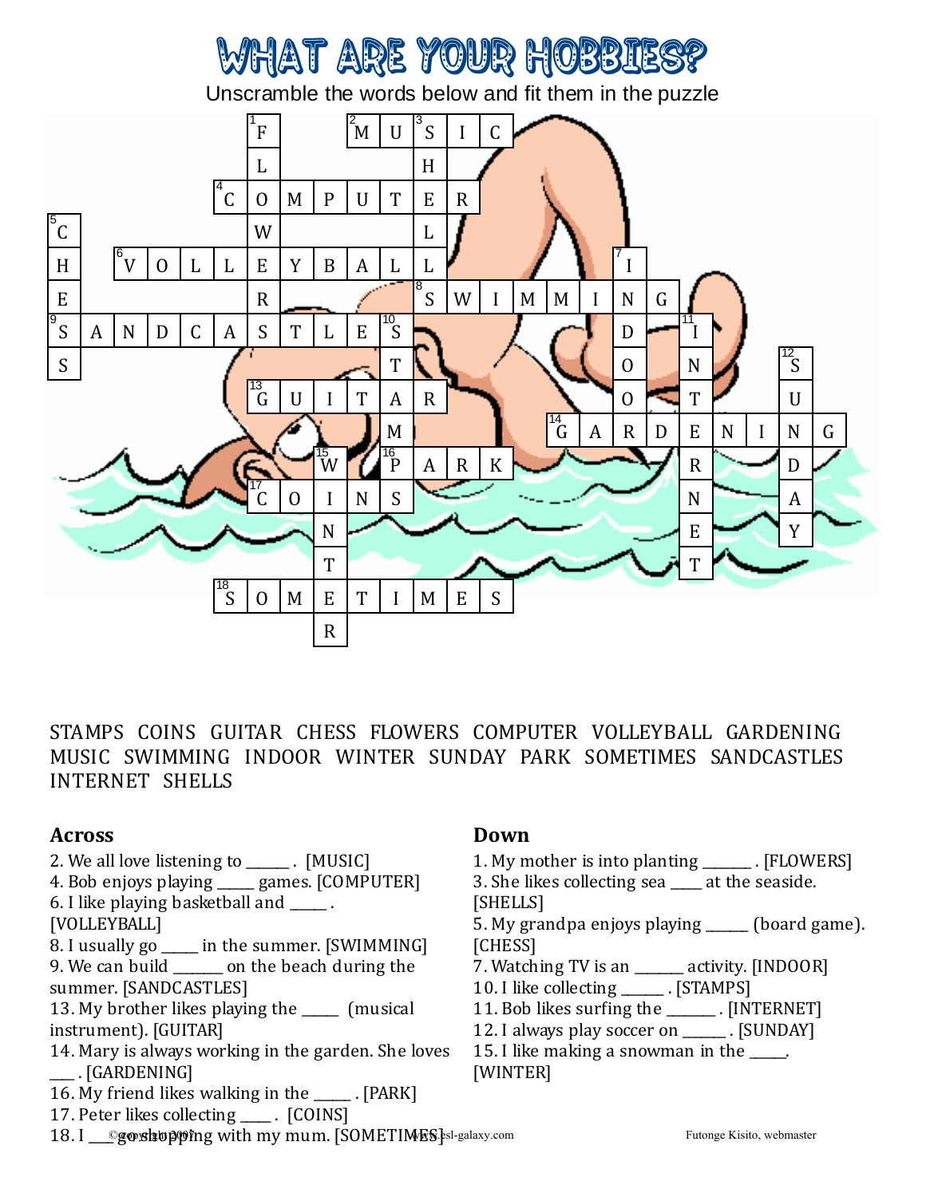# WHAT ARE YOUR HOBBIES?

Unscramble the words below and fit them in the puzzle

STAMPS COINS GUITAR CHESS FLOWERS COMPUTER VOLLEYBALL GARDENING MUSIC SWIMMING INDOOR WINTER SUNDAY PARK SOMETIMES SANDCASTLES INTERNET SHELLS

### Across

2. We all love listening to ______ . [MUSIC]
4. Bob enjoys playing _____ games. [COMPUTER]
6. I like playing basketball and _____ . [VOLLEYBALL]
8. I usually go _____ in the summer. [SWIMMING]
9. We can build _______ on the beach during the summer. [SANDCASTLES]
13. My brother likes playing the _____ (musical instrument). [GUITAR]
14. Mary is always working in the garden. She loves ___ . [GARDENING]
16. My friend likes walking in the _____ . [PARK]
17. Peter likes collecting ____ . [COINS]
18. I ___go shopping with my mum. [SOMETIMES]

### Down

1. My mother is into planting _______ . [FLOWERS]
3. She likes collecting sea ____ at the seaside. [SHELLS]
5. My grandpa enjoys playing ______ (board game). [CHESS]
7. Watching TV is an _______ activity. [INDOOR]
10. I like collecting ______ . [STAMPS]
11. Bob likes surfing the _______ . [INTERNET]
12. I always play soccer on ______ . [SUNDAY]
15. I like making a snowman in the _____. [WINTER]

©copyright 2007 www.esl-galaxy.com Futonge Kisito, webmaster